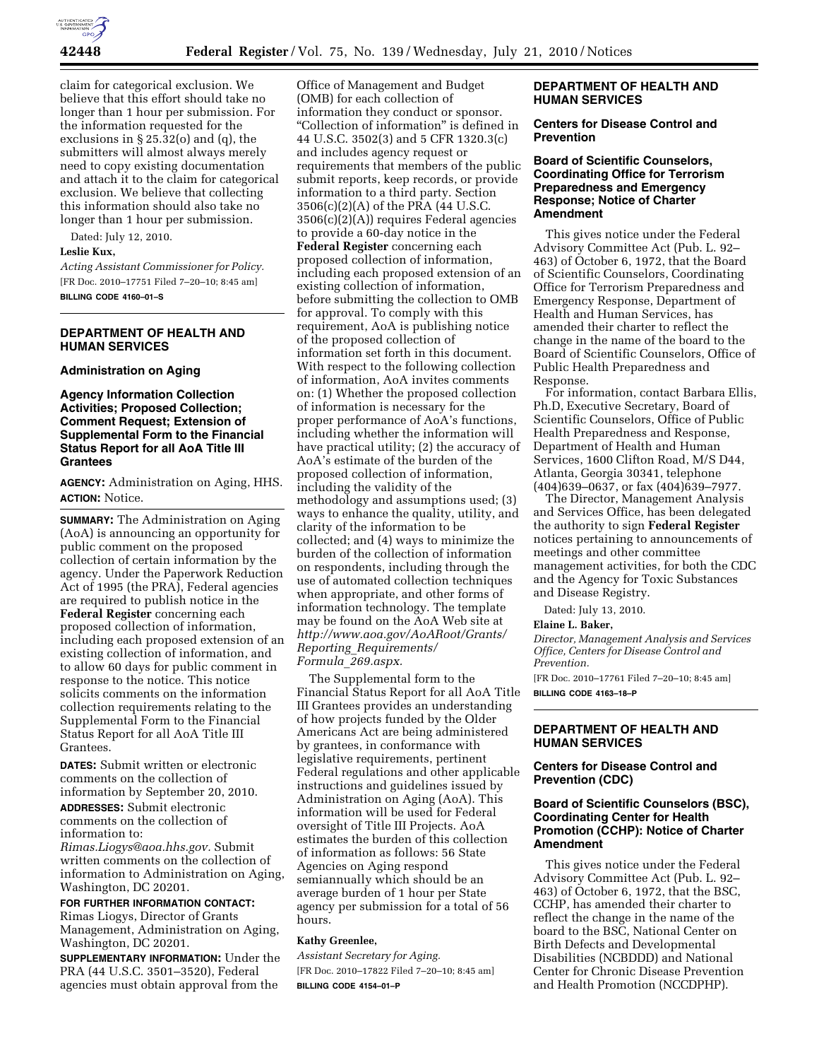claim for categorical exclusion. We believe that this effort should take no longer than 1 hour per submission. For the information requested for the exclusions in § 25.32(o) and (q), the submitters will almost always merely need to copy existing documentation and attach it to the claim for categorical exclusion. We believe that collecting this information should also take no longer than 1 hour per submission.

Dated: July 12, 2010.

**Leslie Kux,**

*Acting Assistant Commissioner for Policy.*

[FR Doc. 2010–17751 Filed 7–20–10; 8:45 am]

**BILLING CODE 4160–01–S**

## DEPARTMENT OF HEALTH AND HUMAN SERVICES

### Administration on Aging

### Agency Information Collection Activities; Proposed Collection; Comment Request; Extension of Supplemental Form to the Financial Status Report for all AoA Title III Grantees

**AGENCY:** Administration on Aging, HHS.

**ACTION:** Notice.

**SUMMARY:** The Administration on Aging (AoA) is announcing an opportunity for public comment on the proposed collection of certain information by the agency. Under the Paperwork Reduction Act of 1995 (the PRA), Federal agencies are required to publish notice in the **Federal Register** concerning each proposed collection of information, including each proposed extension of an existing collection of information, and to allow 60 days for public comment in response to the notice. This notice solicits comments on the information collection requirements relating to the Supplemental Form to the Financial Status Report for all AoA Title III Grantees.

**DATES:** Submit written or electronic comments on the collection of information by September 20, 2010.

**ADDRESSES:** Submit electronic comments on the collection of information to: *Rimas.Liogys@aoa.hhs.gov.* Submit written comments on the collection of information to Administration on Aging, Washington, DC 20201.

**FOR FURTHER INFORMATION CONTACT:** Rimas Liogys, Director of Grants Management, Administration on Aging, Washington, DC 20201.

**SUPPLEMENTARY INFORMATION:** Under the PRA (44 U.S.C. 3501–3520), Federal agencies must obtain approval from the Office of Management and Budget (OMB) for each collection of information they conduct or sponsor. "Collection of information" is defined in 44 U.S.C. 3502(3) and 5 CFR 1320.3(c) and includes agency request or requirements that members of the public submit reports, keep records, or provide information to a third party. Section 3506(c)(2)(A) of the PRA (44 U.S.C. 3506(c)(2)(A)) requires Federal agencies to provide a 60-day notice in the **Federal Register** concerning each proposed collection of information, including each proposed extension of an existing collection of information, before submitting the collection to OMB for approval. To comply with this requirement, AoA is publishing notice of the proposed collection of information set forth in this document. With respect to the following collection of information, AoA invites comments on: (1) Whether the proposed collection of information is necessary for the proper performance of AoA's functions, including whether the information will have practical utility; (2) the accuracy of AoA's estimate of the burden of the proposed collection of information, including the validity of the methodology and assumptions used; (3) ways to enhance the quality, utility, and clarity of the information to be collected; and (4) ways to minimize the burden of the collection of information on respondents, including through the use of automated collection techniques when appropriate, and other forms of information technology. The template may be found on the AoA Web site at *http://www.aoa.gov/AoARoot/Grants/Reporting_Requirements/Formula_269.aspx.*

The Supplemental form to the Financial Status Report for all AoA Title III Grantees provides an understanding of how projects funded by the Older Americans Act are being administered by grantees, in conformance with legislative requirements, pertinent Federal regulations and other applicable instructions and guidelines issued by Administration on Aging (AoA). This information will be used for Federal oversight of Title III Projects. AoA estimates the burden of this collection of information as follows: 56 State Agencies on Aging respond semiannually which should be an average burden of 1 hour per State agency per submission for a total of 56 hours.

**Kathy Greenlee,**

*Assistant Secretary for Aging.*

[FR Doc. 2010–17822 Filed 7–20–10; 8:45 am]

**BILLING CODE 4154–01–P**

## DEPARTMENT OF HEALTH AND HUMAN SERVICES

### Centers for Disease Control and Prevention

### Board of Scientific Counselors, Coordinating Office for Terrorism Preparedness and Emergency Response; Notice of Charter Amendment

This gives notice under the Federal Advisory Committee Act (Pub. L. 92–463) of October 6, 1972, that the Board of Scientific Counselors, Coordinating Office for Terrorism Preparedness and Emergency Response, Department of Health and Human Services, has amended their charter to reflect the change in the name of the board to the Board of Scientific Counselors, Office of Public Health Preparedness and Response.

For information, contact Barbara Ellis, Ph.D, Executive Secretary, Board of Scientific Counselors, Office of Public Health Preparedness and Response, Department of Health and Human Services, 1600 Clifton Road, M/S D44, Atlanta, Georgia 30341, telephone (404)639–0637, or fax (404)639–7977.

The Director, Management Analysis and Services Office, has been delegated the authority to sign **Federal Register** notices pertaining to announcements of meetings and other committee management activities, for both the CDC and the Agency for Toxic Substances and Disease Registry.

Dated: July 13, 2010.

**Elaine L. Baker,**

*Director, Management Analysis and Services Office, Centers for Disease Control and Prevention.*

[FR Doc. 2010–17761 Filed 7–20–10; 8:45 am]

**BILLING CODE 4163–18–P**

## DEPARTMENT OF HEALTH AND HUMAN SERVICES

### Centers for Disease Control and Prevention (CDC)

### Board of Scientific Counselors (BSC), Coordinating Center for Health Promotion (CCHP): Notice of Charter Amendment

This gives notice under the Federal Advisory Committee Act (Pub. L. 92–463) of October 6, 1972, that the BSC, CCHP, has amended their charter to reflect the change in the name of the board to the BSC, National Center on Birth Defects and Developmental Disabilities (NCBDDD) and National Center for Chronic Disease Prevention and Health Promotion (NCCDPHP).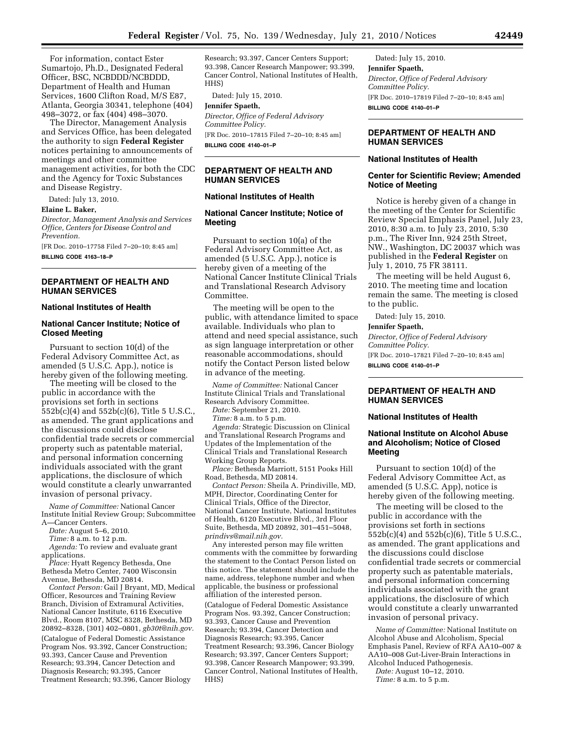For information, contact Ester Sumartojo, Ph.D., Designated Federal Officer, BSC, NCBDDD/NCBDDD, Department of Health and Human Services, 1600 Clifton Road, M/S E87, Atlanta, Georgia 30341, telephone (404) 498–3072, or fax (404) 498–3070.

The Director, Management Analysis and Services Office, has been delegated the authority to sign **Federal Register** notices pertaining to announcements of meetings and other committee management activities, for both the CDC and the Agency for Toxic Substances and Disease Registry.

Dated: July 13, 2010.

**Elaine L. Baker,**

*Director, Management Analysis and Services Office, Centers for Disease Control and Prevention.*

[FR Doc. 2010–17758 Filed 7–20–10; 8:45 am]

**BILLING CODE 4163–18–P**

## DEPARTMENT OF HEALTH AND HUMAN SERVICES

### National Institutes of Health

### National Cancer Institute; Notice of Closed Meeting

Pursuant to section 10(d) of the Federal Advisory Committee Act, as amended (5 U.S.C. App.), notice is hereby given of the following meeting.

The meeting will be closed to the public in accordance with the provisions set forth in sections 552b(c)(4) and 552b(c)(6), Title 5 U.S.C., as amended. The grant applications and the discussions could disclose confidential trade secrets or commercial property such as patentable material, and personal information concerning individuals associated with the grant applications, the disclosure of which would constitute a clearly unwarranted invasion of personal privacy.

*Name of Committee:* National Cancer Institute Initial Review Group; Subcommittee A—Cancer Centers.

*Date:* August 5–6, 2010.

*Time:* 8 a.m. to 12 p.m.

*Agenda:* To review and evaluate grant applications.

*Place:* Hyatt Regency Bethesda, One Bethesda Metro Center, 7400 Wisconsin Avenue, Bethesda, MD 20814.

*Contact Person:* Gail J Bryant, MD, Medical Officer, Resources and Training Review Branch, Division of Extramural Activities, National Cancer Institute, 6116 Executive Blvd., Room 8107, MSC 8328, Bethesda, MD 20892–8328, (301) 402–0801, *gb30t@nih.gov.*

(Catalogue of Federal Domestic Assistance Program Nos. 93.392, Cancer Construction; 93.393, Cancer Cause and Prevention Research; 93.394, Cancer Detection and Diagnosis Research; 93.395, Cancer Treatment Research; 93.396, Cancer Biology Research; 93.397, Cancer Centers Support; 93.398, Cancer Research Manpower; 93.399, Cancer Control, National Institutes of Health, HHS)

Dated: July 15, 2010.

**Jennifer Spaeth,**

*Director, Office of Federal Advisory Committee Policy.*

[FR Doc. 2010–17815 Filed 7–20–10; 8:45 am]

**BILLING CODE 4140–01–P**

## DEPARTMENT OF HEALTH AND HUMAN SERVICES

### National Institutes of Health

### National Cancer Institute; Notice of Meeting

Pursuant to section 10(a) of the Federal Advisory Committee Act, as amended (5 U.S.C. App.), notice is hereby given of a meeting of the National Cancer Institute Clinical Trials and Translational Research Advisory Committee.

The meeting will be open to the public, with attendance limited to space available. Individuals who plan to attend and need special assistance, such as sign language interpretation or other reasonable accommodations, should notify the Contact Person listed below in advance of the meeting.

*Name of Committee:* National Cancer Institute Clinical Trials and Translational Research Advisory Committee.

*Date:* September 21, 2010.

*Time:* 8 a.m. to 5 p.m.

*Agenda:* Strategic Discussion on Clinical and Translational Research Programs and Updates of the Implementation of the Clinical Trials and Translational Research Working Group Reports.

*Place:* Bethesda Marriott, 5151 Pooks Hill Road, Bethesda, MD 20814.

*Contact Person:* Sheila A. Prindiville, MD, MPH, Director, Coordinating Center for Clinical Trials, Office of the Director, National Cancer Institute, National Institutes of Health, 6120 Executive Blvd., 3rd Floor Suite, Bethesda, MD 20892, 301–451–5048, *prindivs@mail.nih.gov.*

Any interested person may file written comments with the committee by forwarding the statement to the Contact Person listed on this notice. The statement should include the name, address, telephone number and when applicable, the business or professional affiliation of the interested person.

(Catalogue of Federal Domestic Assistance Program Nos. 93.392, Cancer Construction; 93.393, Cancer Cause and Prevention Research; 93.394, Cancer Detection and Diagnosis Research; 93.395, Cancer Treatment Research; 93.396, Cancer Biology Research; 93.397, Cancer Centers Support; 93.398, Cancer Research Manpower; 93.399, Cancer Control, National Institutes of Health, HHS)

Dated: July 15, 2010.

**Jennifer Spaeth,**

*Director, Office of Federal Advisory Committee Policy.*

[FR Doc. 2010–17819 Filed 7–20–10; 8:45 am]

**BILLING CODE 4140–01–P**

## DEPARTMENT OF HEALTH AND HUMAN SERVICES

### National Institutes of Health

### Center for Scientific Review; Amended Notice of Meeting

Notice is hereby given of a change in the meeting of the Center for Scientific Review Special Emphasis Panel, July 23, 2010, 8:30 a.m. to July 23, 2010, 5:30 p.m., The River Inn, 924 25th Street, NW., Washington, DC 20037 which was published in the **Federal Register** on July 1, 2010, 75 FR 38111.

The meeting will be held August 6, 2010. The meeting time and location remain the same. The meeting is closed to the public.

Dated: July 15, 2010.

**Jennifer Spaeth,**

*Director, Office of Federal Advisory Committee Policy.*

[FR Doc. 2010–17821 Filed 7–20–10; 8:45 am]

**BILLING CODE 4140–01–P**

## DEPARTMENT OF HEALTH AND HUMAN SERVICES

### National Institutes of Health

### National Institute on Alcohol Abuse and Alcoholism; Notice of Closed Meeting

Pursuant to section 10(d) of the Federal Advisory Committee Act, as amended (5 U.S.C. App), notice is hereby given of the following meeting.

The meeting will be closed to the public in accordance with the provisions set forth in sections 552b(c)(4) and 552b(c)(6), Title 5 U.S.C., as amended. The grant applications and the discussions could disclose confidential trade secrets or commercial property such as patentable materials, and personal information concerning individuals associated with the grant applications, the disclosure of which would constitute a clearly unwarranted invasion of personal privacy.

*Name of Committee:* National Institute on Alcohol Abuse and Alcoholism, Special Emphasis Panel, Review of RFA AA10–007 & AA10–008 Gut-Liver-Brain Interactions in Alcohol Induced Pathogenesis.

*Date:* August 10–12, 2010.

*Time:* 8 a.m. to 5 p.m.